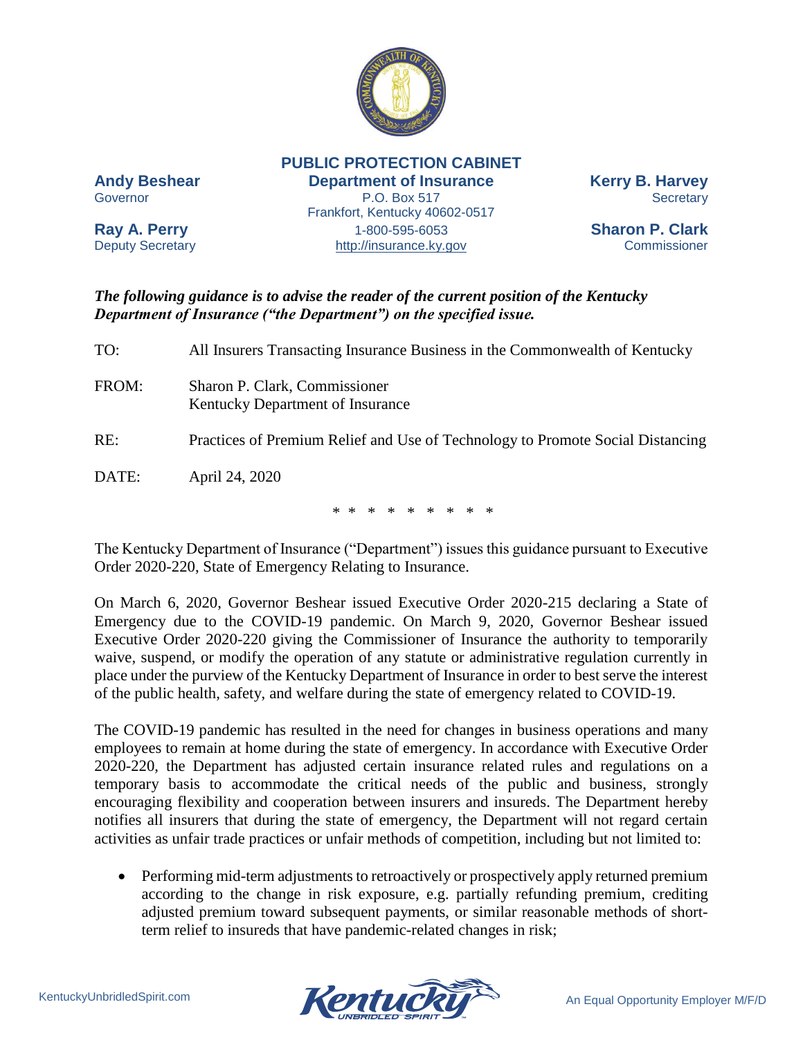**PUBLIC PROTECTION CABINET**
**Department of Insurance**
P.O. Box 517
Frankfort, Kentucky 40602-0517
1-800-595-6053
http://insurance.ky.gov

**Andy Beshear**
Governor

**Ray A. Perry**
Deputy Secretary

**Kerry B. Harvey**
Secretary

**Sharon P. Clark**
Commissioner

***The following guidance is to advise the reader of the current position of the Kentucky Department of Insurance ("the Department") on the specified issue.***

| | |
|---|---|
| TO: | All Insurers Transacting Insurance Business in the Commonwealth of Kentucky |
| FROM: | Sharon P. Clark, Commissioner<br>Kentucky Department of Insurance |
| RE: | Practices of Premium Relief and Use of Technology to Promote Social Distancing |
| DATE: | April 24, 2020 |

\* \* \* \* \* \* \* \* \*

The Kentucky Department of Insurance ("Department") issues this guidance pursuant to Executive Order 2020-220, State of Emergency Relating to Insurance.

On March 6, 2020, Governor Beshear issued Executive Order 2020-215 declaring a State of Emergency due to the COVID-19 pandemic. On March 9, 2020, Governor Beshear issued Executive Order 2020-220 giving the Commissioner of Insurance the authority to temporarily waive, suspend, or modify the operation of any statute or administrative regulation currently in place under the purview of the Kentucky Department of Insurance in order to best serve the interest of the public health, safety, and welfare during the state of emergency related to COVID-19.

The COVID-19 pandemic has resulted in the need for changes in business operations and many employees to remain at home during the state of emergency. In accordance with Executive Order 2020-220, the Department has adjusted certain insurance related rules and regulations on a temporary basis to accommodate the critical needs of the public and business, strongly encouraging flexibility and cooperation between insurers and insureds. The Department hereby notifies all insurers that during the state of emergency, the Department will not regard certain activities as unfair trade practices or unfair methods of competition, including but not limited to:

- Performing mid-term adjustments to retroactively or prospectively apply returned premium according to the change in risk exposure, e.g. partially refunding premium, crediting adjusted premium toward subsequent payments, or similar reasonable methods of short-term relief to insureds that have pandemic-related changes in risk;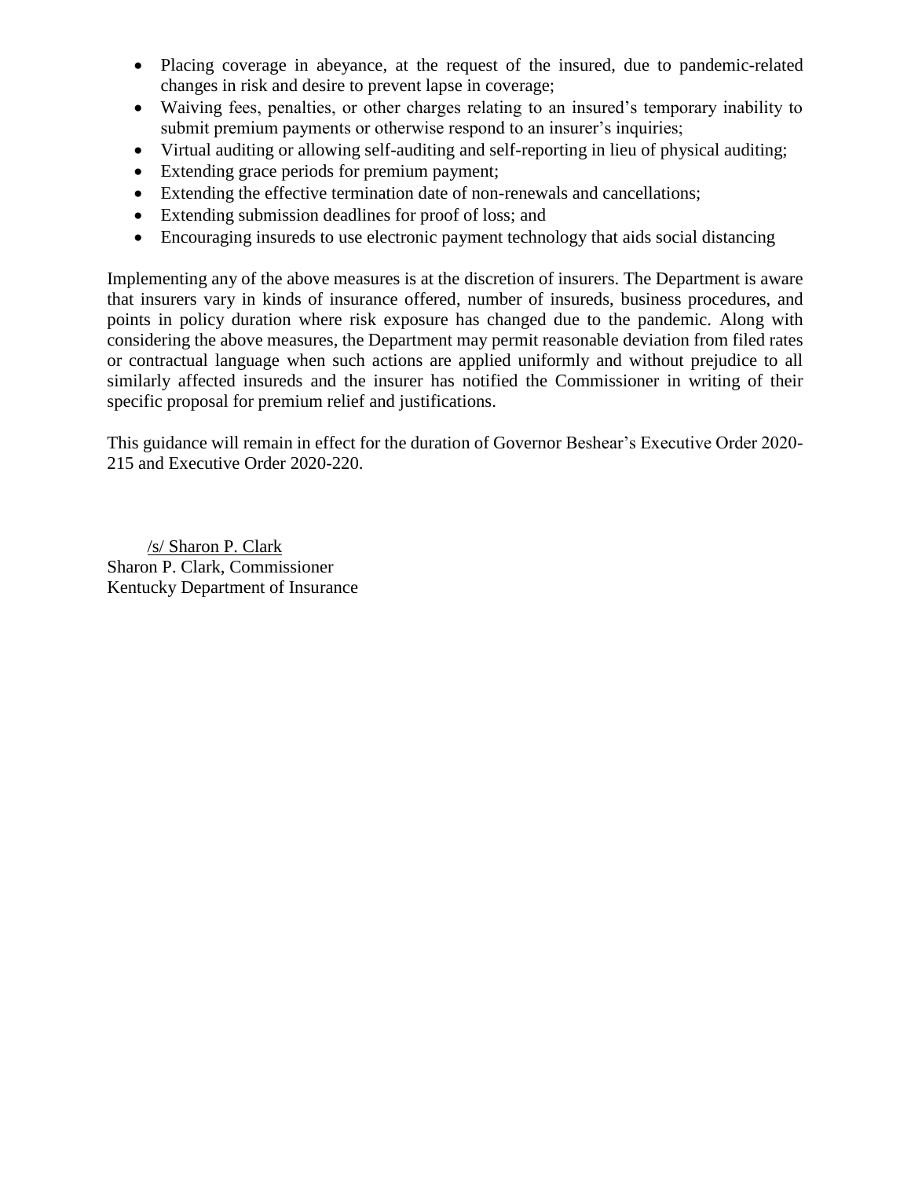- Placing coverage in abeyance, at the request of the insured, due to pandemic-related changes in risk and desire to prevent lapse in coverage;
- Waiving fees, penalties, or other charges relating to an insured's temporary inability to submit premium payments or otherwise respond to an insurer's inquiries;
- Virtual auditing or allowing self-auditing and self-reporting in lieu of physical auditing;
- Extending grace periods for premium payment;
- Extending the effective termination date of non-renewals and cancellations;
- Extending submission deadlines for proof of loss; and
- Encouraging insureds to use electronic payment technology that aids social distancing

Implementing any of the above measures is at the discretion of insurers. The Department is aware that insurers vary in kinds of insurance offered, number of insureds, business procedures, and points in policy duration where risk exposure has changed due to the pandemic. Along with considering the above measures, the Department may permit reasonable deviation from filed rates or contractual language when such actions are applied uniformly and without prejudice to all similarly affected insureds and the insurer has notified the Commissioner in writing of their specific proposal for premium relief and justifications.

This guidance will remain in effect for the duration of Governor Beshear's Executive Order 2020-215 and Executive Order 2020-220.

/s/ Sharon P. Clark

Sharon P. Clark, Commissioner
Kentucky Department of Insurance